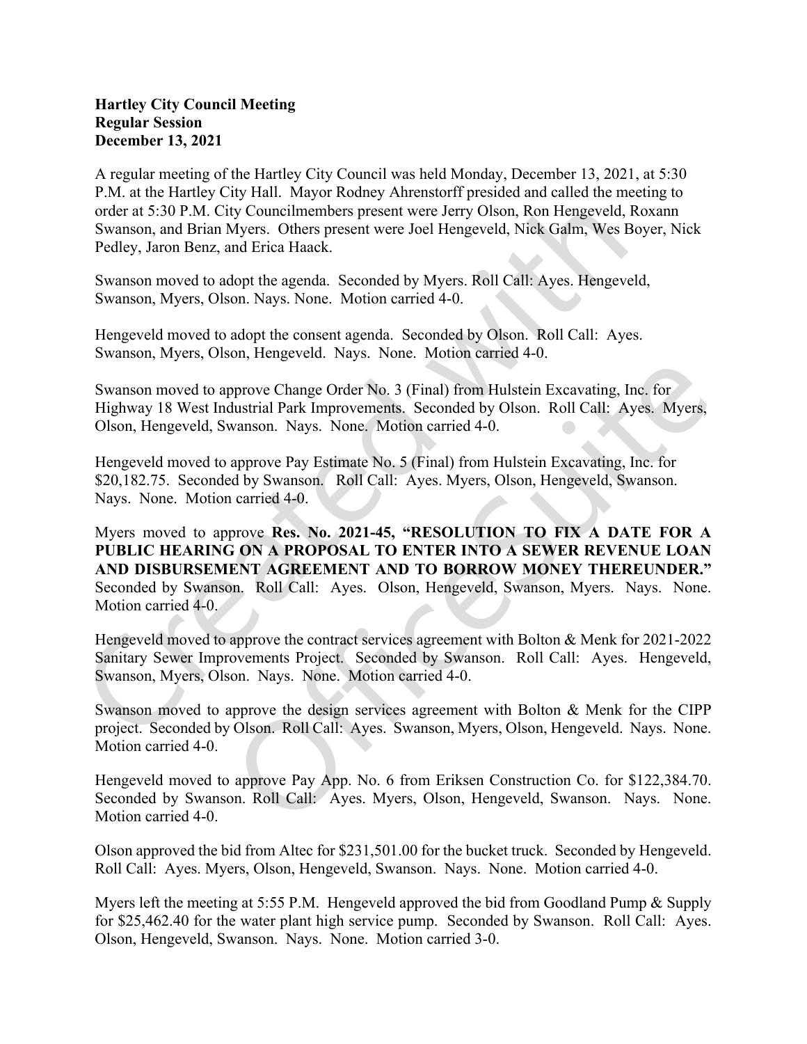**Hartley City Council Meeting**
**Regular Session**
**December 13, 2021**

A regular meeting of the Hartley City Council was held Monday, December 13, 2021, at 5:30 P.M. at the Hartley City Hall. Mayor Rodney Ahrenstorff presided and called the meeting to order at 5:30 P.M. City Councilmembers present were Jerry Olson, Ron Hengeveld, Roxann Swanson, and Brian Myers. Others present were Joel Hengeveld, Nick Galm, Wes Boyer, Nick Pedley, Jaron Benz, and Erica Haack.

Swanson moved to adopt the agenda. Seconded by Myers. Roll Call: Ayes. Hengeveld, Swanson, Myers, Olson. Nays. None. Motion carried 4-0.

Hengeveld moved to adopt the consent agenda. Seconded by Olson. Roll Call: Ayes. Swanson, Myers, Olson, Hengeveld. Nays. None. Motion carried 4-0.

Swanson moved to approve Change Order No. 3 (Final) from Hulstein Excavating, Inc. for Highway 18 West Industrial Park Improvements. Seconded by Olson. Roll Call: Ayes. Myers, Olson, Hengeveld, Swanson. Nays. None. Motion carried 4-0.

Hengeveld moved to approve Pay Estimate No. 5 (Final) from Hulstein Excavating, Inc. for $20,182.75. Seconded by Swanson. Roll Call: Ayes. Myers, Olson, Hengeveld, Swanson. Nays. None. Motion carried 4-0.

Myers moved to approve **Res. No. 2021-45, "RESOLUTION TO FIX A DATE FOR A PUBLIC HEARING ON A PROPOSAL TO ENTER INTO A SEWER REVENUE LOAN AND DISBURSEMENT AGREEMENT AND TO BORROW MONEY THEREUNDER."** Seconded by Swanson. Roll Call: Ayes. Olson, Hengeveld, Swanson, Myers. Nays. None. Motion carried 4-0.

Hengeveld moved to approve the contract services agreement with Bolton & Menk for 2021-2022 Sanitary Sewer Improvements Project. Seconded by Swanson. Roll Call: Ayes. Hengeveld, Swanson, Myers, Olson. Nays. None. Motion carried 4-0.

Swanson moved to approve the design services agreement with Bolton & Menk for the CIPP project. Seconded by Olson. Roll Call: Ayes. Swanson, Myers, Olson, Hengeveld. Nays. None. Motion carried 4-0.

Hengeveld moved to approve Pay App. No. 6 from Eriksen Construction Co. for $122,384.70. Seconded by Swanson. Roll Call: Ayes. Myers, Olson, Hengeveld, Swanson. Nays. None. Motion carried 4-0.

Olson approved the bid from Altec for $231,501.00 for the bucket truck. Seconded by Hengeveld. Roll Call: Ayes. Myers, Olson, Hengeveld, Swanson. Nays. None. Motion carried 4-0.

Myers left the meeting at 5:55 P.M. Hengeveld approved the bid from Goodland Pump & Supply for $25,462.40 for the water plant high service pump. Seconded by Swanson. Roll Call: Ayes. Olson, Hengeveld, Swanson. Nays. None. Motion carried 3-0.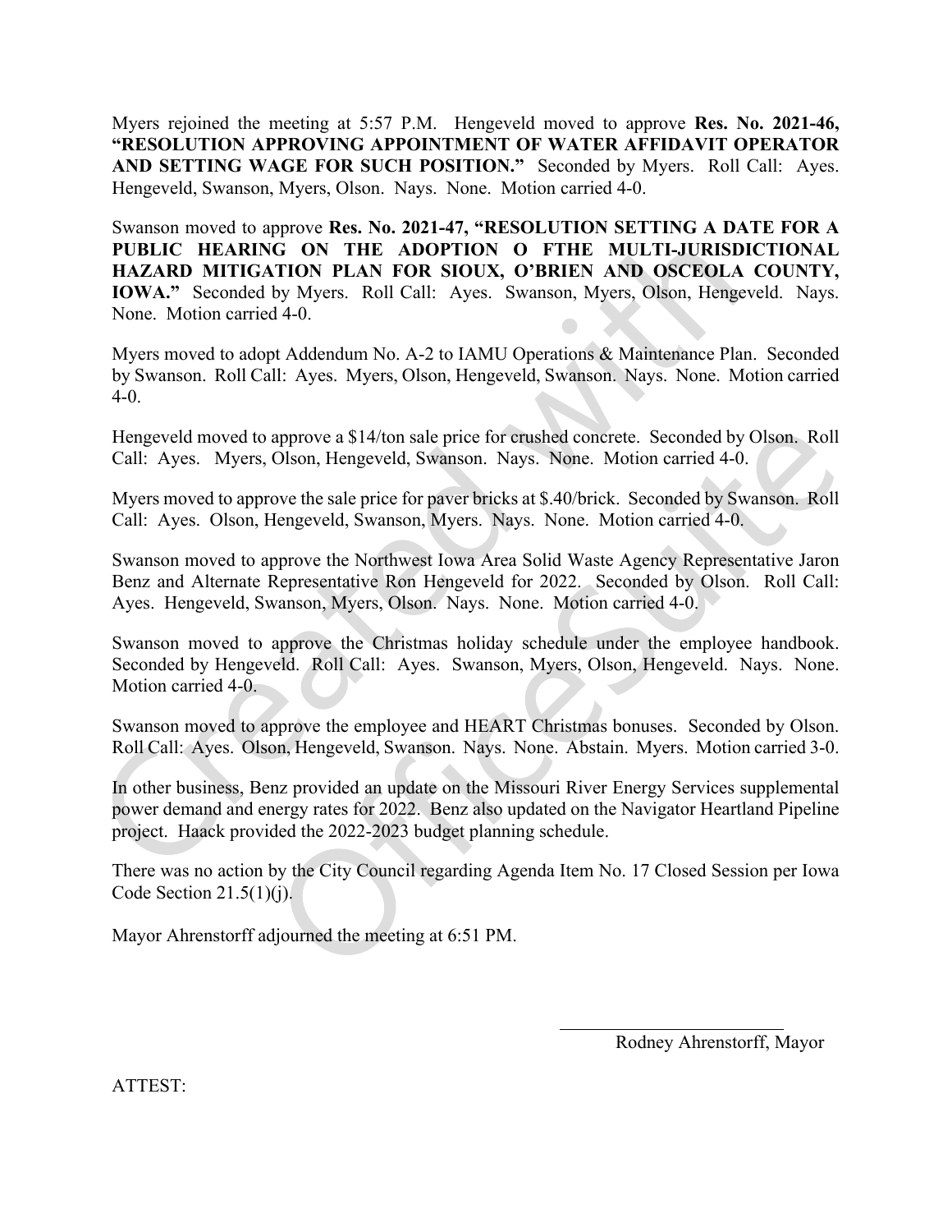Myers rejoined the meeting at 5:57 P.M. Hengeveld moved to approve **Res. No. 2021-46, "RESOLUTION APPROVING APPOINTMENT OF WATER AFFIDAVIT OPERATOR AND SETTING WAGE FOR SUCH POSITION."** Seconded by Myers. Roll Call: Ayes. Hengeveld, Swanson, Myers, Olson. Nays. None. Motion carried 4-0.

Swanson moved to approve **Res. No. 2021-47, "RESOLUTION SETTING A DATE FOR A PUBLIC HEARING ON THE ADOPTION O FTHE MULTI-JURISDICTIONAL HAZARD MITIGATION PLAN FOR SIOUX, O'BRIEN AND OSCEOLA COUNTY, IOWA."** Seconded by Myers. Roll Call: Ayes. Swanson, Myers, Olson, Hengeveld. Nays. None. Motion carried 4-0.

Myers moved to adopt Addendum No. A-2 to IAMU Operations & Maintenance Plan. Seconded by Swanson. Roll Call: Ayes. Myers, Olson, Hengeveld, Swanson. Nays. None. Motion carried 4-0.

Hengeveld moved to approve a $14/ton sale price for crushed concrete. Seconded by Olson. Roll Call: Ayes. Myers, Olson, Hengeveld, Swanson. Nays. None. Motion carried 4-0.

Myers moved to approve the sale price for paver bricks at $.40/brick. Seconded by Swanson. Roll Call: Ayes. Olson, Hengeveld, Swanson, Myers. Nays. None. Motion carried 4-0.

Swanson moved to approve the Northwest Iowa Area Solid Waste Agency Representative Jaron Benz and Alternate Representative Ron Hengeveld for 2022. Seconded by Olson. Roll Call: Ayes. Hengeveld, Swanson, Myers, Olson. Nays. None. Motion carried 4-0.

Swanson moved to approve the Christmas holiday schedule under the employee handbook. Seconded by Hengeveld. Roll Call: Ayes. Swanson, Myers, Olson, Hengeveld. Nays. None. Motion carried 4-0.

Swanson moved to approve the employee and HEART Christmas bonuses. Seconded by Olson. Roll Call: Ayes. Olson, Hengeveld, Swanson. Nays. None. Abstain. Myers. Motion carried 3-0.

In other business, Benz provided an update on the Missouri River Energy Services supplemental power demand and energy rates for 2022. Benz also updated on the Navigator Heartland Pipeline project. Haack provided the 2022-2023 budget planning schedule.

There was no action by the City Council regarding Agenda Item No. 17 Closed Session per Iowa Code Section 21.5(1)(j).

Mayor Ahrenstorff adjourned the meeting at 6:51 PM.

Rodney Ahrenstorff, Mayor

ATTEST: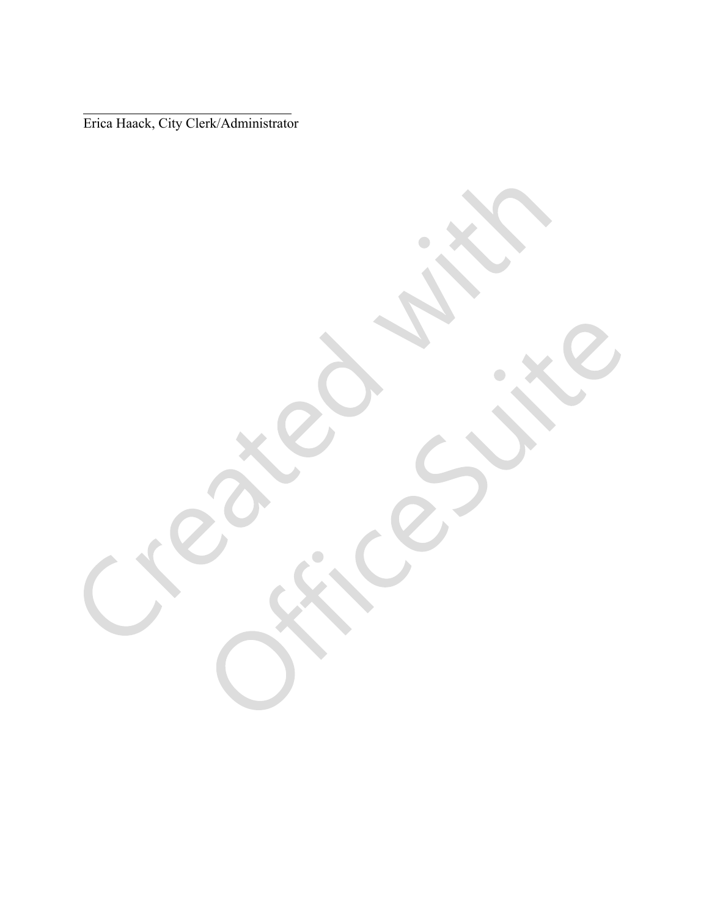\_\_\_\_\_\_\_\_\_\_\_\_\_\_\_\_\_\_\_\_\_\_\_\_\_\_\_\_\_\_\_\_\_\_

Erica Haack, City Clerk/Administrator